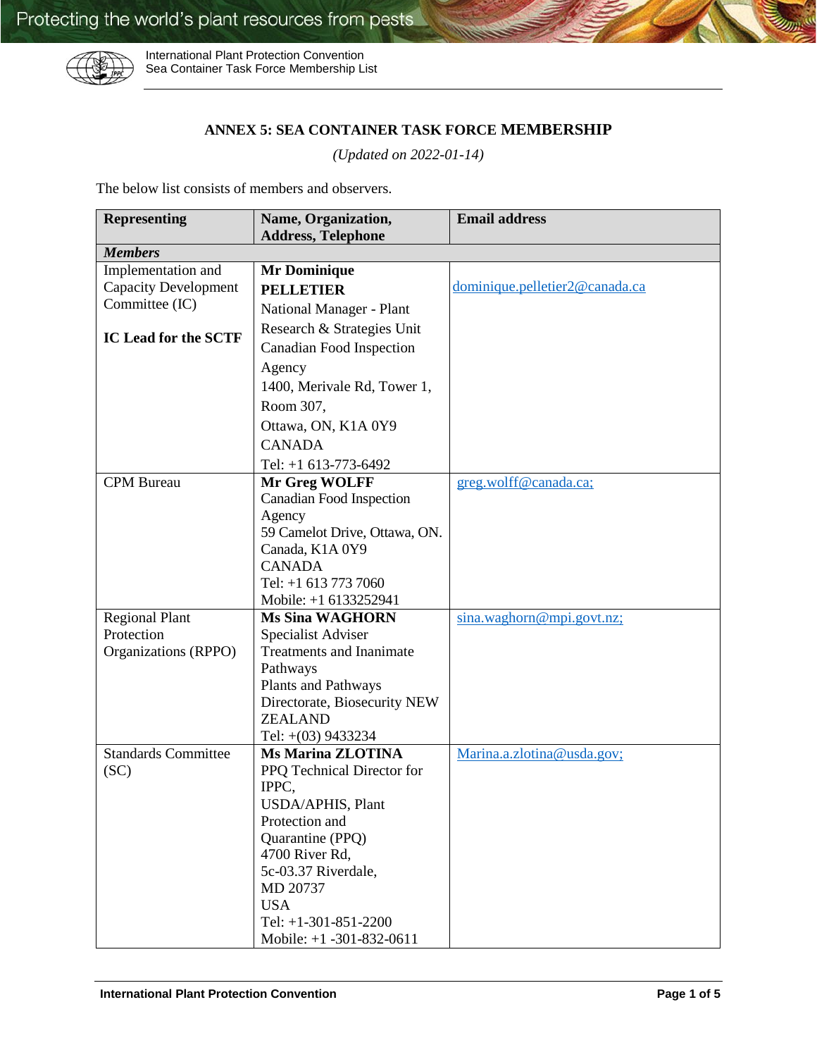## ANNEX 5: SEA CONTAINER TASK FORCE MEMBERSHIP

*(Updated on 2022-01-14)*

The below list consists of members and observers.

| Representing | Name, Organization, Address, Telephone | Email address |
|---|---|---|
| ***Members*** | | |
| Implementation and Capacity Development Committee (IC)<br><br>**IC Lead for the SCTF** | **Mr Dominique PELLETIER**<br>National Manager - Plant Research & Strategies Unit<br>Canadian Food Inspection Agency<br>1400, Merivale Rd, Tower 1, Room 307,<br>Ottawa, ON, K1A 0Y9<br>CANADA<br>Tel: +1 613-773-6492 | dominique.pelletier2@canada.ca |
| CPM Bureau | **Mr Greg WOLFF**<br>Canadian Food Inspection Agency<br>59 Camelot Drive, Ottawa, ON. Canada, K1A 0Y9<br>CANADA<br>Tel: +1 613 773 7060<br>Mobile: +1 6133252941 | greg.wolff@canada.ca; |
| Regional Plant Protection Organizations (RPPO) | **Ms Sina WAGHORN**<br>Specialist Adviser<br>Treatments and Inanimate Pathways<br>Plants and Pathways<br>Directorate, Biosecurity NEW ZEALAND<br>Tel: +(03) 9433234 | sina.waghorn@mpi.govt.nz; |
| Standards Committee (SC) | **Ms Marina ZLOTINA**<br>PPQ Technical Director for IPPC,<br>USDA/APHIS, Plant Protection and Quarantine (PPQ)<br>4700 River Rd,<br>5c-03.37 Riverdale,<br>MD 20737<br>USA<br>Tel: +1-301-851-2200<br>Mobile: +1 -301-832-0611 | Marina.a.zlotina@usda.gov; |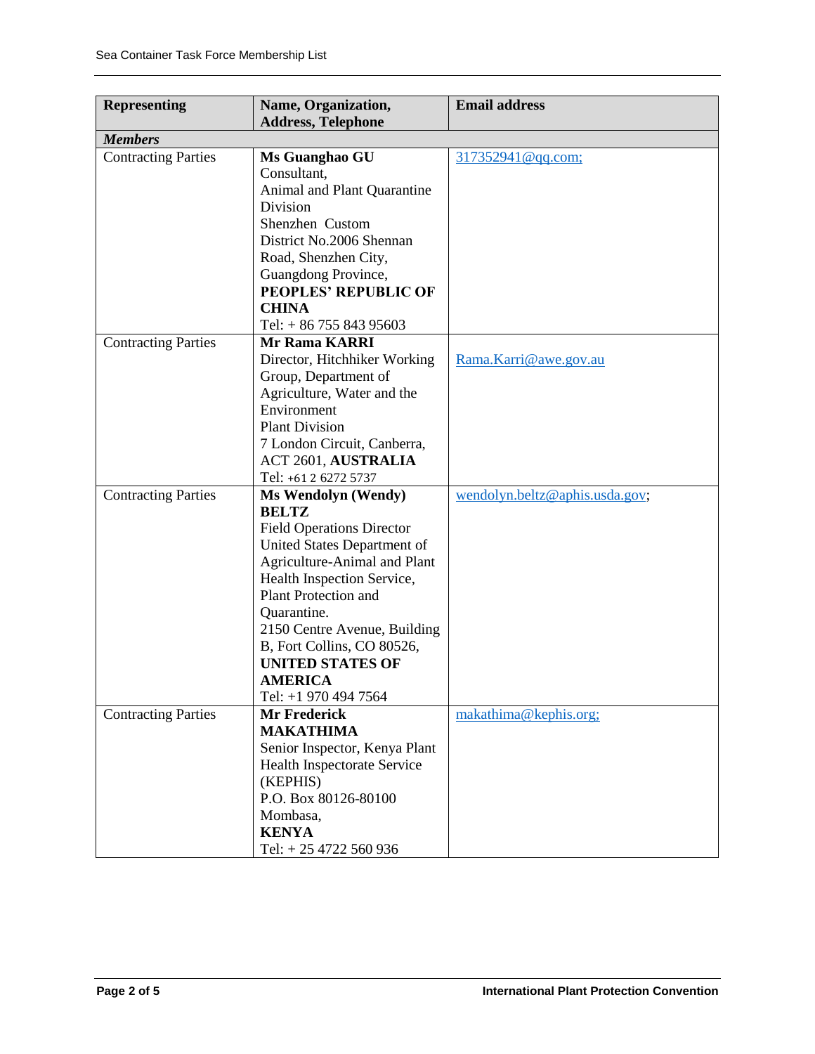| Representing | Name, Organization, Address, Telephone | Email address |
|---|---|---|
| ***Members*** | | |
| Contracting Parties | **Ms Guanghao GU**<br>Consultant,<br>Animal and Plant Quarantine Division<br>Shenzhen Custom<br>District No.2006 Shennan Road, Shenzhen City, Guangdong Province,<br>**PEOPLES' REPUBLIC OF CHINA**<br>Tel: + 86 755 843 95603 | 317352941@qq.com; |
| Contracting Parties | **Mr Rama KARRI**<br>Director, Hitchhiker Working Group, Department of Agriculture, Water and the Environment<br>Plant Division<br>7 London Circuit, Canberra, ACT 2601, **AUSTRALIA**<br>Tel: +61 2 6272 5737 | Rama.Karri@awe.gov.au |
| Contracting Parties | **Ms Wendolyn (Wendy) BELTZ**<br>Field Operations Director<br>United States Department of Agriculture-Animal and Plant Health Inspection Service, Plant Protection and Quarantine.<br>2150 Centre Avenue, Building B, Fort Collins, CO 80526,<br>**UNITED STATES OF AMERICA**<br>Tel: +1 970 494 7564 | wendolyn.beltz@aphis.usda.gov; |
| Contracting Parties | **Mr Frederick MAKATHIMA**<br>Senior Inspector, Kenya Plant Health Inspectorate Service (KEPHIS)<br>P.O. Box 80126-80100<br>Mombasa,<br>**KENYA**<br>Tel: + 25 4722 560 936 | makathima@kephis.org; |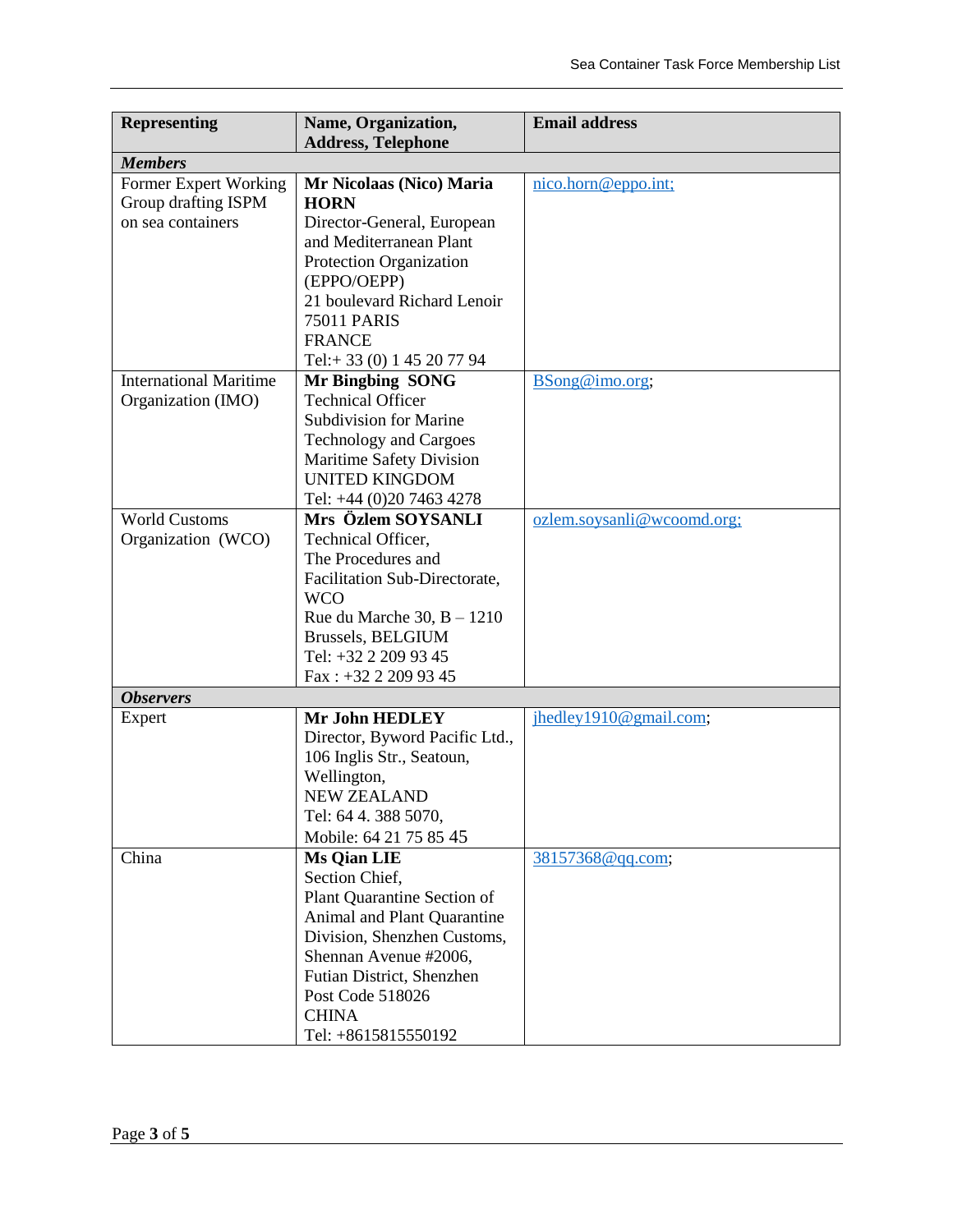| Representing | Name, Organization, Address, Telephone | Email address |
|---|---|---|
| ***Members*** | | |
| Former Expert Working Group drafting ISPM on sea containers | **Mr Nicolaas (Nico) Maria HORN**<br>Director-General, European and Mediterranean Plant Protection Organization (EPPO/OEPP)<br>21 boulevard Richard Lenoir<br>75011 PARIS<br>FRANCE<br>Tel:+ 33 (0) 1 45 20 77 94 | nico.horn@eppo.int; |
| International Maritime Organization (IMO) | **Mr Bingbing SONG**<br>Technical Officer<br>Subdivision for Marine Technology and Cargoes<br>Maritime Safety Division<br>UNITED KINGDOM<br>Tel: +44 (0)20 7463 4278 | BSong@imo.org; |
| World Customs Organization (WCO) | **Mrs Özlem SOYSANLI**<br>Technical Officer,<br>The Procedures and Facilitation Sub-Directorate, WCO<br>Rue du Marche 30, B – 1210 Brussels, BELGIUM<br>Tel: +32 2 209 93 45<br>Fax : +32 2 209 93 45 | ozlem.soysanli@wcoomd.org; |
| ***Observers*** | | |
| Expert | **Mr John HEDLEY**<br>Director, Byword Pacific Ltd.,<br>106 Inglis Str., Seatoun, Wellington,<br>NEW ZEALAND<br>Tel: 64 4. 388 5070,<br>Mobile: 64 21 75 85 45 | jhedley1910@gmail.com; |
| China | **Ms Qian LIE**<br>Section Chief,<br>Plant Quarantine Section of Animal and Plant Quarantine Division, Shenzhen Customs,<br>Shennan Avenue #2006,<br>Futian District, Shenzhen<br>Post Code 518026<br>CHINA<br>Tel: +8615815550192 | 38157368@qq.com; |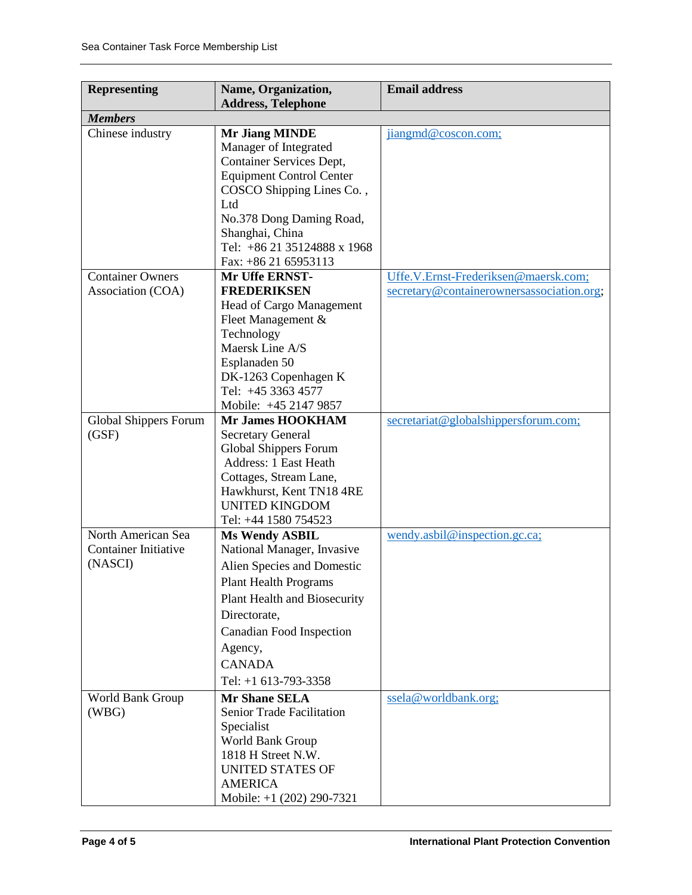| Representing | Name, Organization, Address, Telephone | Email address |
|---|---|---|
| ***Members*** | | |
| Chinese industry | **Mr Jiang MINDE**<br>Manager of Integrated Container Services Dept, Equipment Control Center<br>COSCO Shipping Lines Co. , Ltd<br>No.378 Dong Daming Road, Shanghai, China<br>Tel: +86 21 35124888 x 1968<br>Fax: +86 21 65953113 | jiangmd@coscon.com; |
| Container Owners Association (COA) | **Mr Uffe ERNST-FREDERIKSEN**<br>Head of Cargo Management<br>Fleet Management & Technology<br>Maersk Line A/S<br>Esplanaden 50<br>DK-1263 Copenhagen K<br>Tel: +45 3363 4577<br>Mobile: +45 2147 9857 | Uffe.V.Ernst-Frederiksen@maersk.com;<br>secretary@containerownersassociation.org; |
| Global Shippers Forum (GSF) | **Mr James HOOKHAM**<br>Secretary General<br>Global Shippers Forum<br>Address: 1 East Heath Cottages, Stream Lane, Hawkhurst, Kent TN18 4RE<br>UNITED KINGDOM<br>Tel: +44 1580 754523 | secretariat@globalshippersforum.com; |
| North American Sea Container Initiative (NASCI) | **Ms Wendy ASBIL**<br>National Manager, Invasive Alien Species and Domestic Plant Health Programs<br>Plant Health and Biosecurity Directorate,<br>Canadian Food Inspection Agency,<br>CANADA<br>Tel: +1 613-793-3358 | wendy.asbil@inspection.gc.ca; |
| World Bank Group (WBG) | **Mr Shane SELA**<br>Senior Trade Facilitation Specialist<br>World Bank Group<br>1818 H Street N.W.<br>UNITED STATES OF AMERICA<br>Mobile: +1 (202) 290-7321 | ssela@worldbank.org; |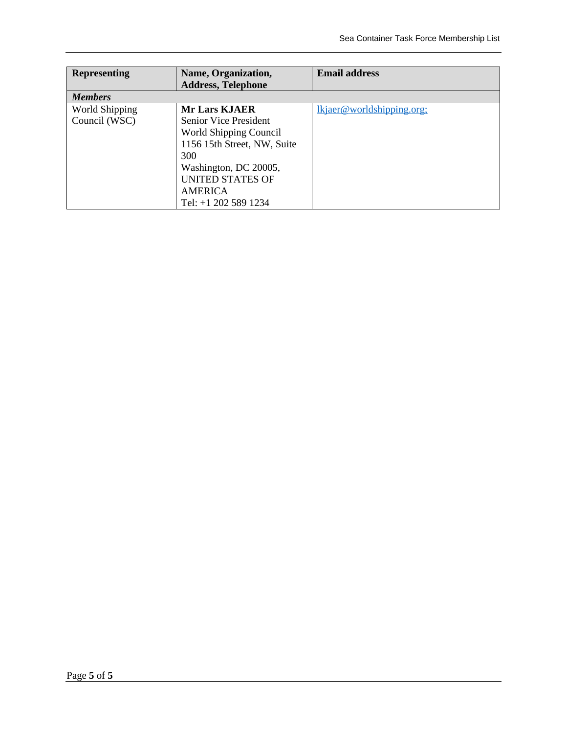| Representing | Name, Organization, Address, Telephone | Email address |
|---|---|---|
| ***Members*** | | |
| World Shipping Council (WSC) | **Mr Lars KJAER**<br>Senior Vice President<br>World Shipping Council<br>1156 15th Street, NW, Suite 300<br>Washington, DC 20005, UNITED STATES OF AMERICA<br>Tel: +1 202 589 1234 | lkjaer@worldshipping.org; |